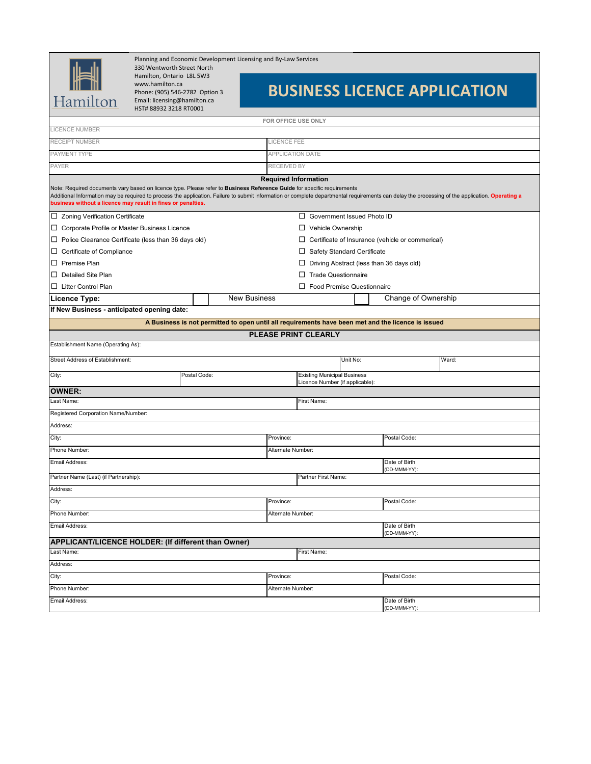Hamilton

Planning and Economic Development Licensing and By-Law Services
330 Wentworth Street North
Hamilton, Ontario L8L 5W3
www.hamilton.ca
Phone: (905) 546-2782 Option 3
Email: licensing@hamilton.ca
HST# 88932 3218 RT0001

# BUSINESS LICENCE APPLICATION

**FOR OFFICE USE ONLY**

| LICENCE NUMBER | |
|---|---|
| RECEIPT NUMBER | LICENCE FEE |
| PAYMENT TYPE | APPLICATION DATE |
| PAYER | RECEIVED BY |

## Required Information

Note: Required documents vary based on licence type. Please refer to **Business Reference Guide** for specific requirements
Additional Information may be required to process the application. Failure to submit information or complete departmental requirements can delay the processing of the application. **Operating a business without a licence may result in fines or penalties.**

| | |
|---|---|
| ☐ Zoning Verification Certificate | ☐ Government Issued Photo ID |
| ☐ Corporate Profile or Master Business Licence | ☐ Vehicle Ownership |
| ☐ Police Clearance Certificate (less than 36 days old) | ☐ Certificate of Insurance (vehicle or commerical) |
| ☐ Certificate of Compliance | ☐ Safety Standard Certificate |
| ☐ Premise Plan | ☐ Driving Abstract (less than 36 days old) |
| ☐ Detailed Site Plan | ☐ Trade Questionnaire |
| ☐ Litter Control Plan | ☐ Food Premise Questionnaire |

**Licence Type:** ☐ New Business ☐ Change of Ownership

**If New Business - anticipated opening date:**

**A Business is not permitted to open until all requirements have been met and the licence is issued**

## PLEASE PRINT CLEARLY

| | | | |
|---|---|---|---|
| Establishment Name (Operating As): | | | |
| Street Address of Establishment: | | Unit No: | Ward: |
| City: | Postal Code: | Existing Municipal Business Licence Number (if applicable): | |

### OWNER:

| | | |
|---|---|---|
| Last Name: | First Name: | |
| Registered Corporation Name/Number: | | |
| Address: | | |
| City: | Province: | Postal Code: |
| Phone Number: | Alternate Number: | |
| Email Address: | | Date of Birth (DD-MMM-YY): |
| Partner Name (Last) (if Partnership): | Partner First Name: | |
| Address: | | |
| City: | Province: | Postal Code: |
| Phone Number: | Alternate Number: | |
| Email Address: | | Date of Birth (DD-MMM-YY): |

### APPLICANT/LICENCE HOLDER: (If different than Owner)

| | | |
|---|---|---|
| Last Name: | First Name: | |
| Address: | | |
| City: | Province: | Postal Code: |
| Phone Number: | Alternate Number: | |
| Email Address: | | Date of Birth (DD-MMM-YY): |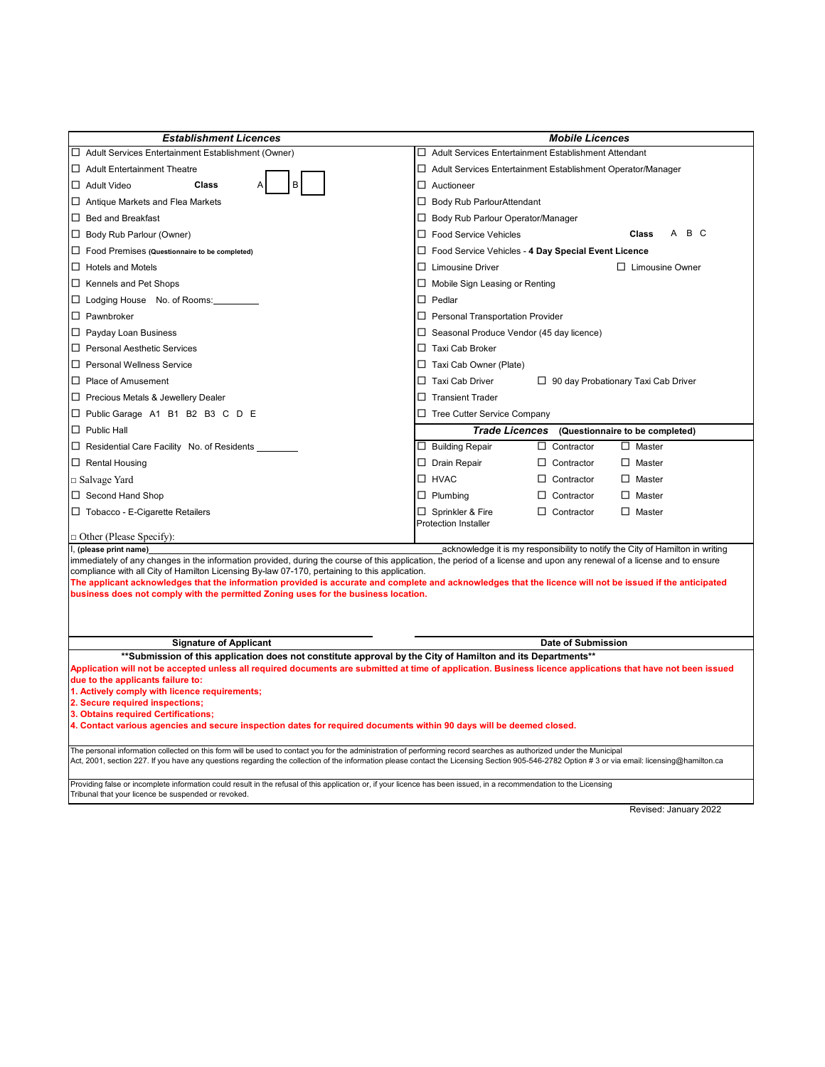| Establishment Licences | Mobile Licences |
|---|---|
| ☐ Adult Services Entertainment Establishment (Owner) | ☐ Adult Services Entertainment Establishment Attendant |
| ☐ Adult Entertainment Theatre | ☐ Adult Services Entertainment Establishment Operator/Manager |
| ☐ Adult Video **Class** A ☐ B ☐ | ☐ Auctioneer |
| ☐ Antique Markets and Flea Markets | ☐ Body Rub ParlourAttendant |
| ☐ Bed and Breakfast | ☐ Body Rub Parlour Operator/Manager |
| ☐ Body Rub Parlour (Owner) | ☐ Food Service Vehicles **Class** A B C |
| ☐ Food Premises **(Questionnaire to be completed)** | ☐ Food Service Vehicles - **4 Day Special Event Licence** |
| ☐ Hotels and Motels | ☐ Limousine Driver ☐ Limousine Owner |
| ☐ Kennels and Pet Shops | ☐ Mobile Sign Leasing or Renting |
| ☐ Lodging House No. of Rooms:_________ | ☐ Pedlar |
| ☐ Pawnbroker | ☐ Personal Transportation Provider |
| ☐ Payday Loan Business | ☐ Seasonal Produce Vendor (45 day licence) |
| ☐ Personal Aesthetic Services | ☐ Taxi Cab Broker |
| ☐ Personal Wellness Service | ☐ Taxi Cab Owner (Plate) |
| ☐ Place of Amusement | ☐ Taxi Cab Driver ☐ 90 day Probationary Taxi Cab Driver |
| ☐ Precious Metals & Jewellery Dealer | ☐ Transient Trader |
| ☐ Public Garage A1 B1 B2 B3 C D E | ☐ Tree Cutter Service Company |
| ☐ Public Hall | ***Trade Licences*** **(Questionnaire to be completed)** |
| ☐ Residential Care Facility No. of Residents ________ | ☐ Building Repair ☐ Contractor ☐ Master |
| ☐ Rental Housing | ☐ Drain Repair ☐ Contractor ☐ Master |
| ☐ Salvage Yard | ☐ HVAC ☐ Contractor ☐ Master |
| ☐ Second Hand Shop | ☐ Plumbing ☐ Contractor ☐ Master |
| ☐ Tobacco - E-Cigarette Retailers | ☐ Sprinkler & Fire Protection Installer ☐ Contractor ☐ Master |
| ☐ Other (Please Specify): | |

I, **(please print name)**_______________________________________________ acknowledge it is my responsibility to notify the City of Hamilton in writing immediately of any changes in the information provided, during the course of this application, the period of a license and upon any renewal of a license and to ensure compliance with all City of Hamilton Licensing By-law 07-170, pertaining to this application.

**The applicant acknowledges that the information provided is accurate and complete and acknowledges that the licence will not be issued if the anticipated business does not comply with the permitted Zoning uses for the business location.**

| Signature of Applicant | Date of Submission |
|---|---|
| | |

**\*\*Submission of this application does not constitute approval by the City of Hamilton and its Departments\*\***

**Application will not be accepted unless all required documents are submitted at time of application. Business licence applications that have not been issued due to the applicants failure to:**

**1. Actively comply with licence requirements;**
**2. Secure required inspections;**
**3. Obtains required Certifications;**
**4. Contact various agencies and secure inspection dates for required documents within 90 days will be deemed closed.**

The personal information collected on this form will be used to contact you for the administration of performing record searches as authorized under the Municipal Act, 2001, section 227. If you have any questions regarding the collection of the information please contact the Licensing Section 905-546-2782 Option # 3 or via email: licensing@hamilton.ca

Providing false or incomplete information could result in the refusal of this application or, if your licence has been issued, in a recommendation to the Licensing Tribunal that your licence be suspended or revoked.

Revised: January 2022